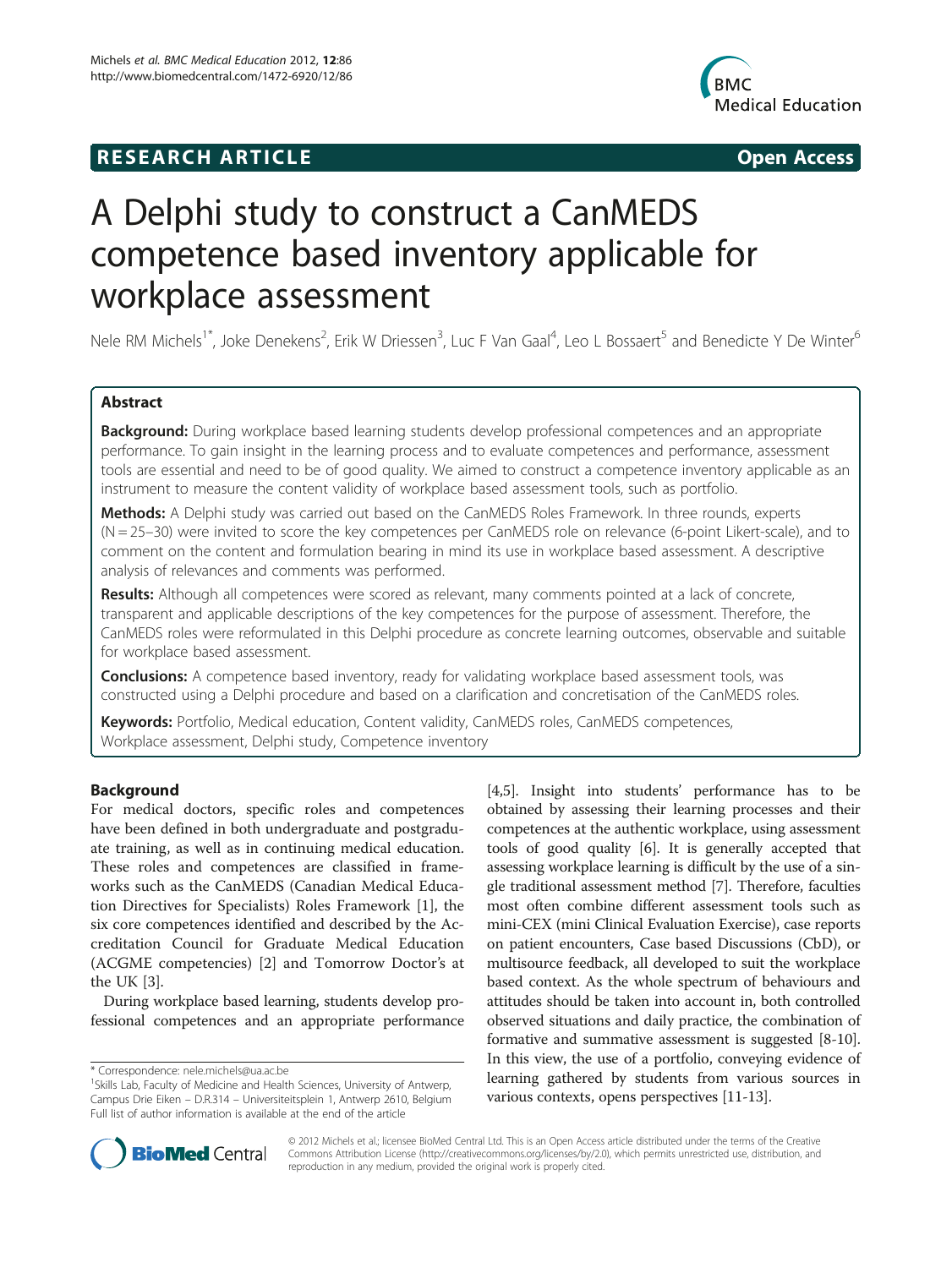RESEARCH ARTICLE Open Access

# A Delphi study to construct a CanMEDS competence based inventory applicable for workplace assessment

Nele RM Michels[1*], Joke Denekens[2], Erik W Driessen[3], Luc F Van Gaal[4], Leo L Bossaert[5] and Benedicte Y De Winter[6]

## Abstract

**Background:** During workplace based learning students develop professional competences and an appropriate performance. To gain insight in the learning process and to evaluate competences and performance, assessment tools are essential and need to be of good quality. We aimed to construct a competence inventory applicable as an instrument to measure the content validity of workplace based assessment tools, such as portfolio.

**Methods:** A Delphi study was carried out based on the CanMEDS Roles Framework. In three rounds, experts (N = 25–30) were invited to score the key competences per CanMEDS role on relevance (6-point Likert-scale), and to comment on the content and formulation bearing in mind its use in workplace based assessment. A descriptive analysis of relevances and comments was performed.

**Results:** Although all competences were scored as relevant, many comments pointed at a lack of concrete, transparent and applicable descriptions of the key competences for the purpose of assessment. Therefore, the CanMEDS roles were reformulated in this Delphi procedure as concrete learning outcomes, observable and suitable for workplace based assessment.

**Conclusions:** A competence based inventory, ready for validating workplace based assessment tools, was constructed using a Delphi procedure and based on a clarification and concretisation of the CanMEDS roles.

**Keywords:** Portfolio, Medical education, Content validity, CanMEDS roles, CanMEDS competences, Workplace assessment, Delphi study, Competence inventory

## Background

For medical doctors, specific roles and competences have been defined in both undergraduate and postgraduate training, as well as in continuing medical education. These roles and competences are classified in frameworks such as the CanMEDS (Canadian Medical Education Directives for Specialists) Roles Framework [1], the six core competences identified and described by the Accreditation Council for Graduate Medical Education (ACGME competencies) [2] and Tomorrow Doctor's at the UK [3].

During workplace based learning students develop professional competences and an appropriate performance [4,5]. Insight into students' performance has to be obtained by assessing their learning processes and their competences at the authentic workplace, using assessment tools of good quality [6]. It is generally accepted that assessing workplace learning is difficult by the use of a single traditional assessment method [7]. Therefore, faculties most often combine different assessment tools such as mini-CEX (mini Clinical Evaluation Exercise), case reports on patient encounters, Case based Discussions (CbD), or multisource feedback, all developed to suit the workplace based context. As the whole spectrum of behaviours and attitudes should be taken into account in, both controlled observed situations and daily practice, the combination of formative and summative assessment is suggested [8-10]. In this view, the use of a portfolio, conveying evidence of learning gathered by students from various sources in various contexts, opens perspectives [11-13].

\* Correspondence: nele.michels@ua.ac.be

[1]Skills Lab, Faculty of Medicine and Health Sciences, University of Antwerp, Campus Drie Eiken – D.R.314 – Universiteitsplein 1, Antwerp 2610, Belgium

Full list of author information is available at the end of the article

© 2012 Michels et al.; licensee BioMed Central Ltd. This is an Open Access article distributed under the terms of the Creative Commons Attribution License (http://creativecommons.org/licenses/by/2.0), which permits unrestricted use, distribution, and reproduction in any medium, provided the original work is properly cited.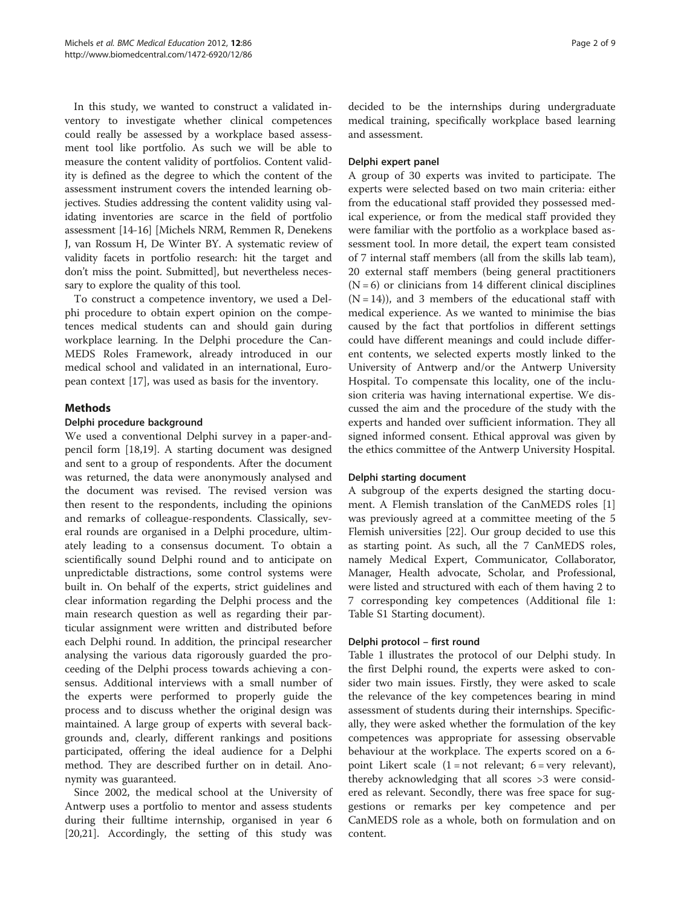In this study, we wanted to construct a validated inventory to investigate whether clinical competences could really be assessed by a workplace based assessment tool like portfolio. As such we will be able to measure the content validity of portfolios. Content validity is defined as the degree to which the content of the assessment instrument covers the intended learning objectives. Studies addressing the content validity using validating inventories are scarce in the field of portfolio assessment [14-16] [Michels NRM, Remmen R, Denekens J, van Rossum H, De Winter BY. A systematic review of validity facets in portfolio research: hit the target and don't miss the point. Submitted], but nevertheless necessary to explore the quality of this tool.

To construct a competence inventory, we used a Delphi procedure to obtain expert opinion on the competences medical students can and should gain during workplace learning. In the Delphi procedure the CanMEDS Roles Framework, already introduced in our medical school and validated in an international, European context [17], was used as basis for the inventory.

## Methods

### Delphi procedure background

We used a conventional Delphi survey in a paper-and-pencil form [18,19]. A starting document was designed and sent to a group of respondents. After the document was returned, the data were anonymously analysed and the document was revised. The revised version was then resent to the respondents, including the opinions and remarks of colleague-respondents. Classically, several rounds are organised in a Delphi procedure, ultimately leading to a consensus document. To obtain a scientifically sound Delphi round and to anticipate on unpredictable distractions, some control systems were built in. On behalf of the experts, strict guidelines and clear information regarding the Delphi process and the main research question as well as regarding their particular assignment were written and distributed before each Delphi round. In addition, the principal researcher analysing the various data rigorously guarded the proceeding of the Delphi process towards achieving a consensus. Additional interviews with a small number of the experts were performed to properly guide the process and to discuss whether the original design was maintained. A large group of experts with several backgrounds and, clearly, different rankings and positions participated, offering the ideal audience for a Delphi method. They are described further on in detail. Anonymity was guaranteed.

Since 2002, the medical school at the University of Antwerp uses a portfolio to mentor and assess students during their fulltime internship, organised in year 6 [20,21]. Accordingly, the setting of this study was decided to be the internships during undergraduate medical training, specifically workplace based learning and assessment.

### Delphi expert panel

A group of 30 experts was invited to participate. The experts were selected based on two main criteria: either from the educational staff provided they possessed medical experience, or from the medical staff provided they were familiar with the portfolio as a workplace based assessment tool. In more detail, the expert team consisted of 7 internal staff members (all from the skills lab team), 20 external staff members (being general practitioners (N = 6) or clinicians from 14 different clinical disciplines (N = 14)), and 3 members of the educational staff with medical experience. As we wanted to minimise the bias caused by the fact that portfolios in different settings could have different meanings and could include different contents, we selected experts mostly linked to the University of Antwerp and/or the Antwerp University Hospital. To compensate this locality, one of the inclusion criteria was having international expertise. We discussed the aim and the procedure of the study with the experts and handed over sufficient information. They all signed informed consent. Ethical approval was given by the ethics committee of the Antwerp University Hospital.

### Delphi starting document

A subgroup of the experts designed the starting document. A Flemish translation of the CanMEDS roles [1] was previously agreed at a committee meeting of the 5 Flemish universities [22]. Our group decided to use this as starting point. As such, all the 7 CanMEDS roles, namely Medical Expert, Communicator, Collaborator, Manager, Health advocate, Scholar, and Professional, were listed and structured with each of them having 2 to 7 corresponding key competences (Additional file 1: Table S1 Starting document).

### Delphi protocol – first round

Table 1 illustrates the protocol of our Delphi study. In the first Delphi round, the experts were asked to consider two main issues. Firstly, they were asked to scale the relevance of the key competences bearing in mind assessment of students during their internships. Specifically, they were asked whether the formulation of the key competences was appropriate for assessing observable behaviour at the workplace. The experts scored on a 6-point Likert scale (1 = not relevant; 6 = very relevant), thereby acknowledging that all scores >3 were considered as relevant. Secondly, there was free space for suggestions or remarks per key competence and per CanMEDS role as a whole, both on formulation and on content.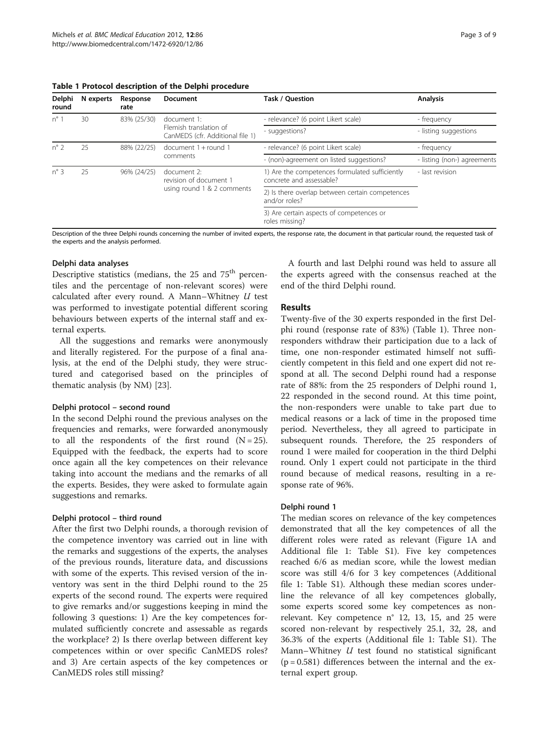**Table 1 Protocol description of the Delphi procedure**

| Delphi round | N experts | Response rate | Document | Task / Question | Analysis |
|---|---|---|---|---|---|
| n° 1 | 30 | 83% (25/30) | document 1: Flemish translation of CanMEDS (cfr. Additional file 1) | - relevance? (6 point Likert scale) | - frequency |
| | | | | - suggestions? | - listing suggestions |
| n° 2 | 25 | 88% (22/25) | document 1 + round 1 comments | - relevance? (6 point Likert scale) | - frequency |
| | | | | - (non)-agreement on listed suggestions? | - listing (non-) agreements |
| n° 3 | 25 | 96% (24/25) | document 2: revision of document 1 using round 1 & 2 comments | 1) Are the competences formulated sufficiently concrete and assessable? | - last revision |
| | | | | 2) Is there overlap between certain competences and/or roles? | |
| | | | | 3) Are certain aspects of competences or roles missing? | |

Description of the three Delphi rounds concerning the number of invited experts, the response rate, the document in that particular round, the requested task of the experts and the analysis performed.

### Delphi data analyses

Descriptive statistics (medians, the 25 and 75th percentiles and the percentage of non-relevant scores) were calculated after every round. A Mann–Whitney *U* test was performed to investigate potential different scoring behaviours between experts of the internal staff and external experts.

All the suggestions and remarks were anonymously and literally registered. For the purpose of a final analysis, at the end of the Delphi study, they were structured and categorised based on the principles of thematic analysis (by NM) [23].

### Delphi protocol – second round

In the second Delphi round the previous analyses on the frequencies and remarks, were forwarded anonymously to all the respondents of the first round (N = 25). Equipped with the feedback, the experts had to score once again all the key competences on their relevance taking into account the medians and the remarks of all the experts. Besides, they were asked to formulate again suggestions and remarks.

### Delphi protocol – third round

After the first two Delphi rounds, a thorough revision of the competence inventory was carried out in line with the remarks and suggestions of the experts, the analyses of the previous rounds, literature data, and discussions with some of the experts. This revised version of the inventory was sent in the third Delphi round to the 25 experts of the second round. The experts were required to give remarks and/or suggestions keeping in mind the following 3 questions: 1) Are the key competences formulated sufficiently concrete and assessable as regards the workplace? 2) Is there overlap between different key competences within or over specific CanMEDS roles? and 3) Are certain aspects of the key competences or CanMEDS roles still missing?

A fourth and last Delphi round was held to assure all the experts agreed with the consensus reached at the end of the third Delphi round.

## Results

Twenty-five of the 30 experts responded in the first Delphi round (response rate of 83%) (Table 1). Three non-responders withdraw their participation due to a lack of time, one non-responder estimated himself not sufficiently competent in this field and one expert did not respond at all. The second Delphi round had a response rate of 88%: from the 25 responders of Delphi round 1, 22 responded in the second round. At this time point, the non-responders were unable to take part due to medical reasons or a lack of time in the proposed time period. Nevertheless, they all agreed to participate in subsequent rounds. Therefore, the 25 responders of round 1 were mailed for cooperation in the third Delphi round. Only 1 expert could not participate in the third round because of medical reasons, resulting in a response rate of 96%.

### Delphi round 1

The median scores on relevance of the key competences demonstrated that all the key competences of all the different roles were rated as relevant (Figure 1A and Additional file 1: Table S1). Five key competences reached 6/6 as median score, while the lowest median score was still 4/6 for 3 key competences (Additional file 1: Table S1). Although these median scores underline the relevance of all key competences globally, some experts scored some key competences as non-relevant. Key competence n° 12, 13, 15, and 25 were scored non-relevant by respectively 25.1, 32, 28, and 36.3% of the experts (Additional file 1: Table S1). The Mann–Whitney *U* test found no statistical significant ($p = 0.581$) differences between the internal and the external expert group.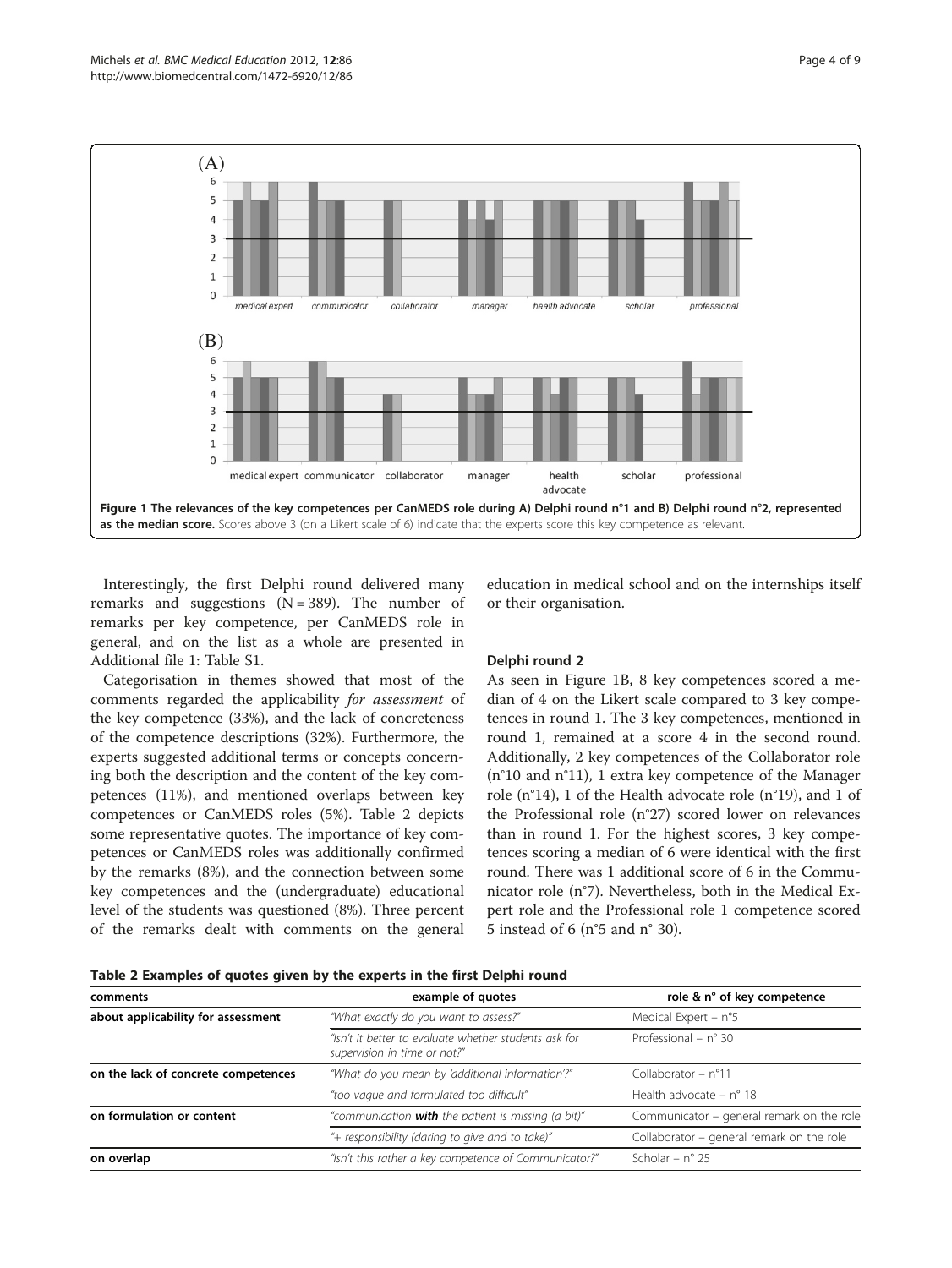Figure 1 The relevances of the key competences per CanMEDS role during A) Delphi round n°1 and B) Delphi round n°2, represented as the median score. Scores above 3 (on a Likert scale of 6) indicate that the experts score this key competence as relevant.

Interestingly, the first Delphi round delivered many remarks and suggestions (N = 389). The number of remarks per key competence, per CanMEDS role in general, and on the list as a whole are presented in Additional file 1: Table S1.

Categorisation in themes showed that most of the comments regarded the applicability *for assessment* of the key competence (33%), and the lack of concreteness of the competence descriptions (32%). Furthermore, the experts suggested additional terms or concepts concerning both the description and the content of the key competences (11%), and mentioned overlaps between key competences or CanMEDS roles (5%). Table 2 depicts some representative quotes. The importance of key competences or CanMEDS roles was additionally confirmed by the remarks (8%), and the connection between some key competences and the (undergraduate) educational level of the students was questioned (8%). Three percent of the remarks dealt with comments on the general education in medical school and on the internships itself or their organisation.

### Delphi round 2

As seen in Figure 1B, 8 key competences scored a median of 4 on the Likert scale compared to 3 key competences in round 1. The 3 key competences, mentioned in round 1, remained at a score 4 in the second round. Additionally, 2 key competences of the Collaborator role (n°10 and n°11), 1 extra key competence of the Manager role (n°14), 1 of the Health advocate role (n°19), and 1 of the Professional role (n°27) scored lower on relevances than in round 1. For the highest scores, 3 key competences scoring a median of 6 were identical with the first round. There was 1 additional score of 6 in the Communicator role (n°7). Nevertheless, both in the Medical Expert role and the Professional role 1 competence scored 5 instead of 6 (n°5 and n° 30).

**Table 2 Examples of quotes given by the experts in the first Delphi round**

| comments | example of quotes | role & n° of key competence |
|---|---|---|
| **about applicability for assessment** | *"What exactly do you want to assess?"* | Medical Expert – n°5 |
| | *"Isn't it better to evaluate whether students ask for supervision in time or not?"* | Professional – n° 30 |
| **on the lack of concrete competences** | *"What do you mean by 'additional information'?"* | Collaborator – n°11 |
| | *"too vague and formulated too difficult"* | Health advocate – n° 18 |
| **on formulation or content** | *"communication **with** the patient is missing (a bit)"* | Communicator – general remark on the role |
| | *"+ responsibility (daring to give and to take)"* | Collaborator – general remark on the role |
| **on overlap** | *"Isn't this rather a key competence of Communicator?"* | Scholar – n° 25 |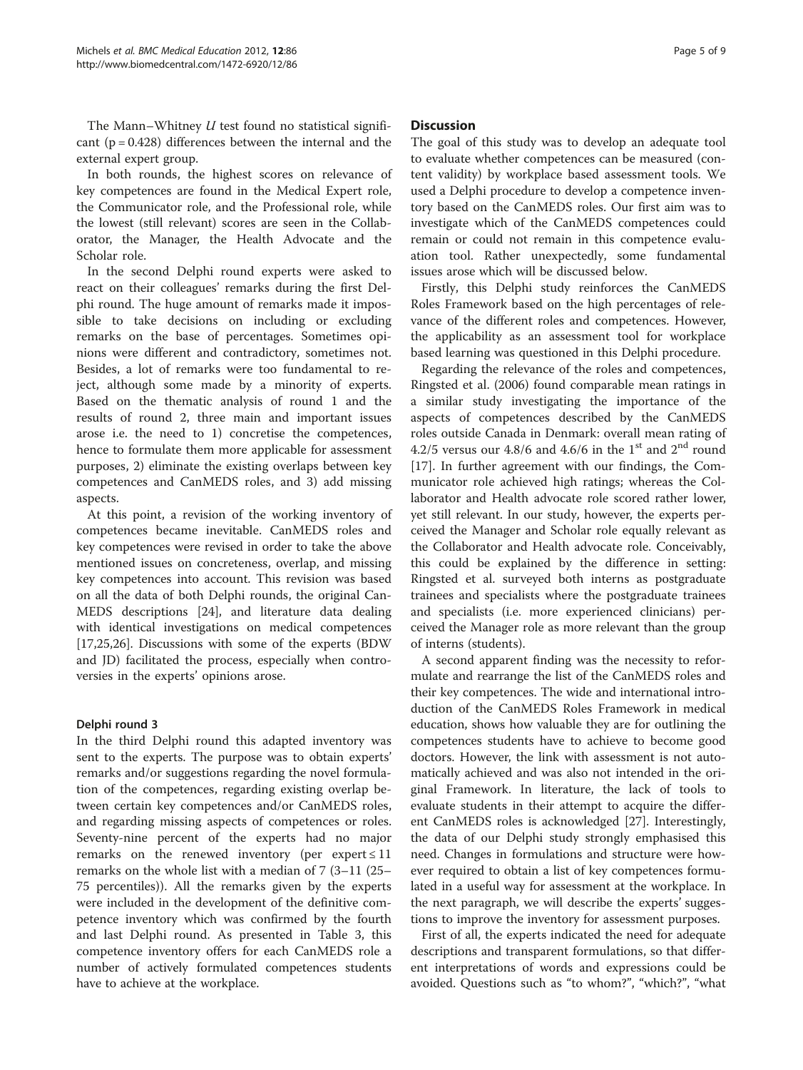The Mann–Whitney $U$ test found no statistical significant ($p = 0.428$) differences between the internal and the external expert group.

In both rounds, the highest scores on relevance of key competences are found in the Medical Expert role, the Communicator role, and the Professional role, while the lowest (still relevant) scores are seen in the Collaborator, the Manager, the Health Advocate and the Scholar role.

In the second Delphi round experts were asked to react on their colleagues' remarks during the first Delphi round. The huge amount of remarks made it impossible to take decisions on including or excluding remarks on the base of percentages. Sometimes opinions were different and contradictory, sometimes not. Besides, a lot of remarks were too fundamental to reject, although some made by a minority of experts. Based on the thematic analysis of round 1 and the results of round 2, three main and important issues arose i.e. the need to 1) concretise the competences, hence to formulate them more applicable for assessment purposes, 2) eliminate the existing overlaps between key competences and CanMEDS roles, and 3) add missing aspects.

At this point, a revision of the working inventory of competences became inevitable. CanMEDS roles and key competences were revised in order to take the above mentioned issues on concreteness, overlap, and missing key competences into account. This revision was based on all the data of both Delphi rounds, the original CanMEDS descriptions [24], and literature data dealing with identical investigations on medical competences [17,25,26]. Discussions with some of the experts (BDW and JD) facilitated the process, especially when controversies in the experts' opinions arose.

### Delphi round 3

In the third Delphi round this adapted inventory was sent to the experts. The purpose was to obtain experts' remarks and/or suggestions regarding the novel formulation of the competences, regarding existing overlap between certain key competences and/or CanMEDS roles, and regarding missing aspects of competences or roles. Seventy-nine percent of the experts had no major remarks on the renewed inventory (per expert ≤ 11 remarks on the whole list with a median of 7 (3–11 (25–75 percentiles)). All the remarks given by the experts were included in the development of the definitive competence inventory which was confirmed by the fourth and last Delphi round. As presented in Table 3, this competence inventory offers for each CanMEDS role a number of actively formulated competences students have to achieve at the workplace.

## Discussion

The goal of this study was to develop an adequate tool to evaluate whether competences can be measured (content validity) by workplace based assessment tools. We used a Delphi procedure to develop a competence inventory based on the CanMEDS roles. Our first aim was to investigate which of the CanMEDS competences could remain or could not remain in this competence evaluation tool. Rather unexpectedly, some fundamental issues arose which will be discussed below.

Firstly, this Delphi study reinforces the CanMEDS Roles Framework based on the high percentages of relevance of the different roles and competences. However, the applicability as an assessment tool for workplace based learning was questioned in this Delphi procedure.

Regarding the relevance of the roles and competences, Ringsted et al. (2006) found comparable mean ratings in a similar study investigating the importance of the aspects of competences described by the CanMEDS roles outside Canada in Denmark: overall mean rating of 4.2/5 versus our 4.8/6 and 4.6/6 in the 1st and 2nd round [17]. In further agreement with our findings, the Communicator role achieved high ratings; whereas the Collaborator and Health advocate role scored rather lower, yet still relevant. In our study, however, the experts perceived the Manager and Scholar role equally relevant as the Collaborator and Health advocate role. Conceivably, this could be explained by the difference in setting: Ringsted et al. surveyed both interns as postgraduate trainees and specialists where the postgraduate trainees and specialists (i.e. more experienced clinicians) perceived the Manager role as more relevant than the group of interns (students).

A second apparent finding was the necessity to reformulate and rearrange the list of the CanMEDS roles and their key competences. The wide and international introduction of the CanMEDS Roles Framework in medical education, shows how valuable they are for outlining the competences students have to achieve to become good doctors. However, the link with assessment is not automatically achieved and was also not intended in the original Framework. In literature, the lack of tools to evaluate students in their attempt to acquire the different CanMEDS roles is acknowledged [27]. Interestingly, the data of our Delphi study strongly emphasised this need. Changes in formulations and structure were however required to obtain a list of key competences formulated in a useful way for assessment at the workplace. In the next paragraph, we will describe the experts' suggestions to improve the inventory for assessment purposes.

First of all, the experts indicated the need for adequate descriptions and transparent formulations, so that different interpretations of words and expressions could be avoided. Questions such as "to whom?", "which?", "what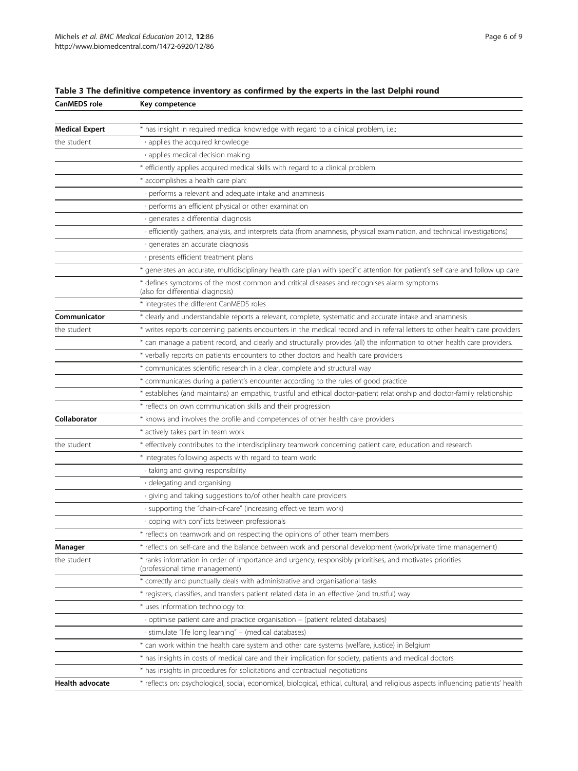**Table 3 The definitive competence inventory as confirmed by the experts in the last Delphi round**

| CanMEDS role | Key competence |
|---|---|
| **Medical Expert** | * has insight in required medical knowledge with regard to a clinical problem, i.e.: |
| the student | ◦ applies the acquired knowledge |
| | ◦ applies medical decision making |
| | * efficiently applies acquired medical skills with regard to a clinical problem |
| | * accomplishes a health care plan: |
| | ◦ performs a relevant and adequate intake and anamnesis |
| | ◦ performs an efficient physical or other examination |
| | ◦ generates a differential diagnosis |
| | ◦ efficiently gathers, analysis, and interprets data (from anamnesis, physical examination, and technical investigations) |
| | ◦ generates an accurate diagnosis |
| | ◦ presents efficient treatment plans |
| | * generates an accurate, multidisciplinary health care plan with specific attention for patient's self care and follow up care |
| | * defines symptoms of the most common and critical diseases and recognises alarm symptoms (also for differential diagnosis) |
| | * integrates the different CanMEDS roles |
| **Communicator** | * clearly and understandable reports a relevant, complete, systematic and accurate intake and anamnesis |
| the student | * writes reports concerning patients encounters in the medical record and in referral letters to other health care providers |
| | * can manage a patient record, and clearly and structurally provides (all) the information to other health care providers. |
| | * verbally reports on patients encounters to other doctors and health care providers |
| | * communicates scientific research in a clear, complete and structural way |
| | * communicates during a patient's encounter according to the rules of good practice |
| | * establishes (and maintains) an empathic, trustful and ethical doctor-patient relationship and doctor-family relationship |
| | * reflects on own communication skills and their progression |
| **Collaborator** | * knows and involves the profile and competences of other health care providers |
| | * actively takes part in team work |
| the student | * effectively contributes to the interdisciplinary teamwork concerning patient care, education and research |
| | * integrates following aspects with regard to team work: |
| | ◦ taking and giving responsibility |
| | ◦ delegating and organising |
| | ◦ giving and taking suggestions to/of other health care providers |
| | ◦ supporting the "chain-of-care" (increasing effective team work) |
| | ◦ coping with conflicts between professionals |
| | * reflects on teamwork and on respecting the opinions of other team members |
| **Manager** | * reflects on self-care and the balance between work and personal development (work/private time management) |
| the student | * ranks information in order of importance and urgency; responsibly prioritises, and motivates priorities (professional time management) |
| | * correctly and punctually deals with administrative and organisational tasks |
| | * registers, classifies, and transfers patient related data in an effective (and trustful) way |
| | * uses information technology to: |
| | ◦ optimise patient care and practice organisation – (patient related databases) |
| | ◦ stimulate "life long learning" – (medical databases) |
| | * can work within the health care system and other care systems (welfare, justice) in Belgium |
| | * has insights in costs of medical care and their implication for society, patients and medical doctors |
| | * has insights in procedures for solicitations and contractual negotiations |
| **Health advocate** | * reflects on: psychological, social, economical, biological, ethical, cultural, and religious aspects influencing patients' health |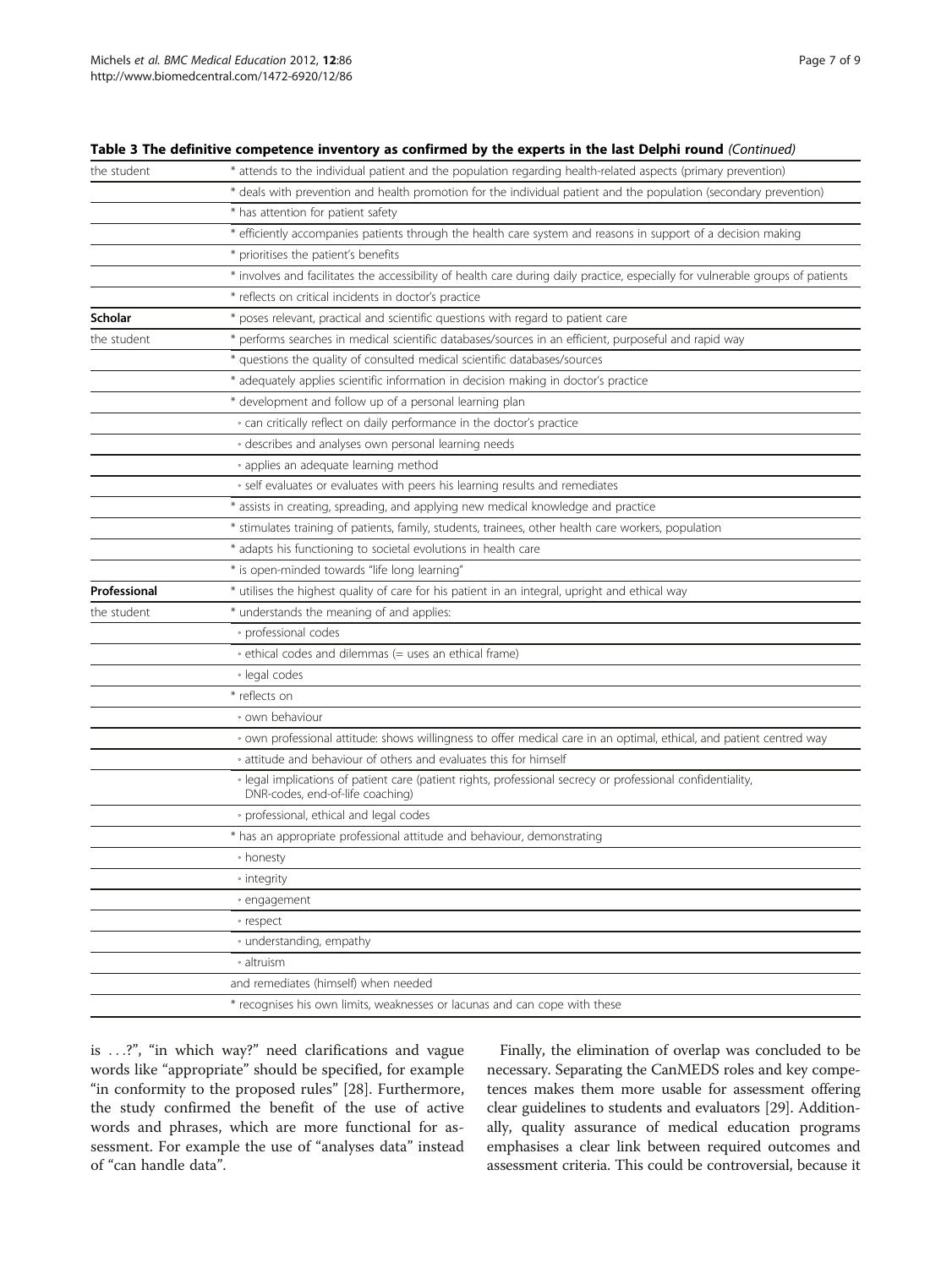**Table 3 The definitive competence inventory as confirmed by the experts in the last Delphi round** *(Continued)*

| | |
|---|---|
| the student | * attends to the individual patient and the population regarding health-related aspects (primary prevention) |
| | * deals with prevention and health promotion for the individual patient and the population (secondary prevention) |
| | * has attention for patient safety |
| | * efficiently accompanies patients through the health care system and reasons in support of a decision making |
| | * prioritises the patient's benefits |
| | * involves and facilitates the accessibility of health care during daily practice, especially for vulnerable groups of patients |
| | * reflects on critical incidents in doctor's practice |
| **Scholar** | * poses relevant, practical and scientific questions with regard to patient care |
| the student | * performs searches in medical scientific databases/sources in an efficient, purposeful and rapid way |
| | * questions the quality of consulted medical scientific databases/sources |
| | * adequately applies scientific information in decision making in doctor's practice |
| | * development and follow up of a personal learning plan |
| | ◦ can critically reflect on daily performance in the doctor's practice |
| | ◦ describes and analyses own personal learning needs |
| | ◦ applies an adequate learning method |
| | ◦ self evaluates or evaluates with peers his learning results and remediates |
| | * assists in creating, spreading, and applying new medical knowledge and practice |
| | * stimulates training of patients, family, students, trainees, other health care workers, population |
| | * adapts his functioning to societal evolutions in health care |
| | * is open-minded towards "life long learning" |
| **Professional** | * utilises the highest quality of care for his patient in an integral, upright and ethical way |
| the student | * understands the meaning of and applies: |
| | ◦ professional codes |
| | ◦ ethical codes and dilemmas (= uses an ethical frame) |
| | ◦ legal codes |
| | * reflects on |
| | ◦ own behaviour |
| | ◦ own professional attitude: shows willingness to offer medical care in an optimal, ethical, and patient centred way |
| | ◦ attitude and behaviour of others and evaluates this for himself |
| | ◦ legal implications of patient care (patient rights, professional secrecy or professional confidentiality, DNR-codes, end-of-life coaching) |
| | ◦ professional, ethical and legal codes |
| | * has an appropriate professional attitude and behaviour, demonstrating |
| | ◦ honesty |
| | ◦ integrity |
| | ◦ engagement |
| | ◦ respect |
| | ◦ understanding, empathy |
| | ◦ altruism |
| | and remediates (himself) when needed |
| | * recognises his own limits, weaknesses or lacunas and can cope with these |

is ...?", "in which way?" need clarifications and vague words like "appropriate" should be specified, for example "in conformity to the proposed rules" [28]. Furthermore, the study confirmed the benefit of the use of active words and phrases, which are more functional for assessment. For example the use of "analyses data" instead of "can handle data".

Finally, the elimination of overlap was concluded to be necessary. Separating the CanMEDS roles and key competences makes them more usable for assessment offering clear guidelines to students and evaluators [29]. Additionally, quality assurance of medical education programs emphasises a clear link between required outcomes and assessment criteria. This could be controversial, because it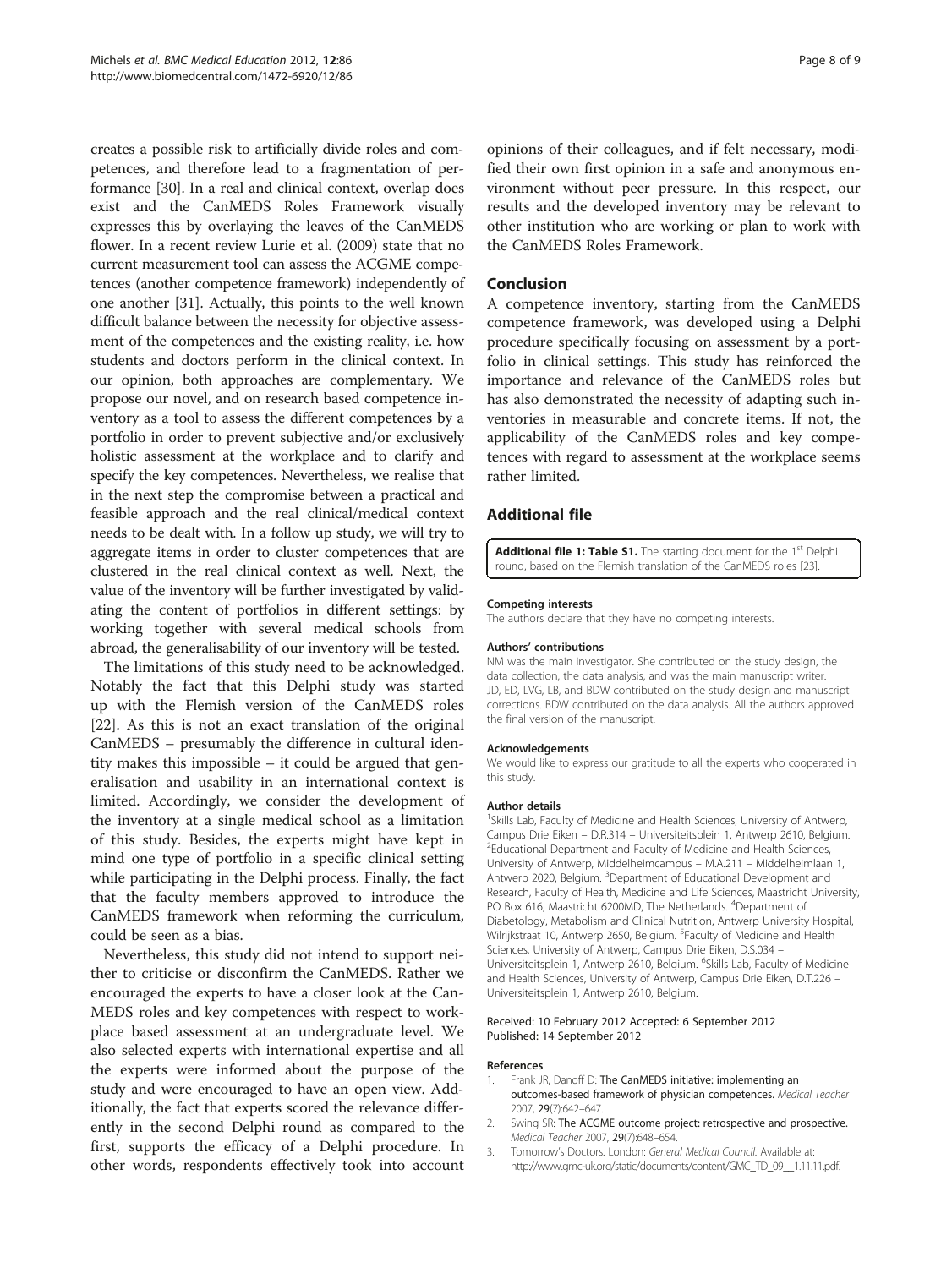creates a possible risk to artificially divide roles and competences, and therefore lead to a fragmentation of performance [30]. In a real and clinical context, overlap does exist and the CanMEDS Roles Framework visually expresses this by overlaying the leaves of the CanMEDS flower. In a recent review Lurie et al. (2009) state that no current measurement tool can assess the ACGME competences (another competence framework) independently of one another [31]. Actually, this points to the well known difficult balance between the necessity for objective assessment of the competences and the existing reality, i.e. how students and doctors perform in the clinical context. In our opinion, both approaches are complementary. We propose our novel, and on research based competence inventory as a tool to assess the different competences by a portfolio in order to prevent subjective and/or exclusively holistic assessment at the workplace and to clarify and specify the key competences. Nevertheless, we realise that in the next step the compromise between a practical and feasible approach and the real clinical/medical context needs to be dealt with. In a follow up study, we will try to aggregate items in order to cluster competences that are clustered in the real clinical context as well. Next, the value of the inventory will be further investigated by validating the content of portfolios in different settings: by working together with several medical schools from abroad, the generalisability of our inventory will be tested.

The limitations of this study need to be acknowledged. Notably the fact that this Delphi study was started up with the Flemish version of the CanMEDS roles [22]. As this is not an exact translation of the original CanMEDS – presumably the difference in cultural identity makes this impossible – it could be argued that generalisation and usability in an international context is limited. Accordingly, we consider the development of the inventory at a single medical school as a limitation of this study. Besides, the experts might have kept in mind one type of portfolio in a specific clinical setting while participating in the Delphi process. Finally, the fact that the faculty members approved to introduce the CanMEDS framework when reforming the curriculum, could be seen as a bias.

Nevertheless, this study did not intend to support neither to criticise or disconfirm the CanMEDS. Rather we encouraged the experts to have a closer look at the CanMEDS roles and key competences with respect to workplace based assessment at an undergraduate level. We also selected experts with international expertise and all the experts were informed about the purpose of the study and were encouraged to have an open view. Additionally, the fact that experts scored the relevance differently in the second Delphi round as compared to the first, supports the efficacy of a Delphi procedure. In other words, respondents effectively took into account opinions of their colleagues, and if felt necessary, modified their own first opinion in a safe and anonymous environment without peer pressure. In this respect, our results and the developed inventory may be relevant to other institution who are working or plan to work with the CanMEDS Roles Framework.

## Conclusion

A competence inventory, starting from the CanMEDS competence framework, was developed using a Delphi procedure specifically focusing on assessment by a portfolio in clinical settings. This study has reinforced the importance and relevance of the CanMEDS roles but has also demonstrated the necessity of adapting such inventories in measurable and concrete items. If not, the applicability of the CanMEDS roles and key competences with regard to assessment at the workplace seems rather limited.

## Additional file

**Additional file 1: Table S1.** The starting document for the 1st Delphi round, based on the Flemish translation of the CanMEDS roles [23].

#### Competing interests

The authors declare that they have no competing interests.

#### Authors' contributions

NM was the main investigator. She contributed on the study design, the data collection, the data analysis, and was the main manuscript writer. JD, ED, LVG, LB, and BDW contributed on the study design and manuscript corrections. BDW contributed on the data analysis. All the authors approved the final version of the manuscript.

#### Acknowledgements

We would like to express our gratitude to all the experts who cooperated in this study.

#### Author details

[1]Skills Lab, Faculty of Medicine and Health Sciences, University of Antwerp, Campus Drie Eiken – D.R.314 – Universiteitsplein 1, Antwerp 2610, Belgium. [2]Educational Department and Faculty of Medicine and Health Sciences, University of Antwerp, Middelheimcampus – M.A.211 – Middelheimlaan 1, Antwerp 2020, Belgium. [3]Department of Educational Development and Research, Faculty of Health, Medicine and Life Sciences, Maastricht University, PO Box 616, Maastricht 6200MD, The Netherlands. [4]Department of Diabetology, Metabolism and Clinical Nutrition, Antwerp University Hospital, Wilrijkstraat 10, Antwerp 2650, Belgium. [5]Faculty of Medicine and Health Sciences, University of Antwerp, Campus Drie Eiken, D.S.034 – Universiteitsplein 1, Antwerp 2610, Belgium. [6]Skills Lab, Faculty of Medicine and Health Sciences, University of Antwerp, Campus Drie Eiken, D.T.226 – Universiteitsplein 1, Antwerp 2610, Belgium.

Received: 10 February 2012 Accepted: 6 September 2012
Published: 14 September 2012

#### References

1. Frank JR, Danoff D: **The CanMEDS initiative: implementing an outcomes-based framework of physician competences.** *Medical Teacher* 2007, **29**(7):642–647.
2. Swing SR: **The ACGME outcome project: retrospective and prospective.** *Medical Teacher* 2007, **29**(7):648–654.
3. Tomorrow's Doctors. London: *General Medical Council*. Available at: http://www.gmc-uk.org/static/documents/content/GMC_TD_09__1.11.11.pdf.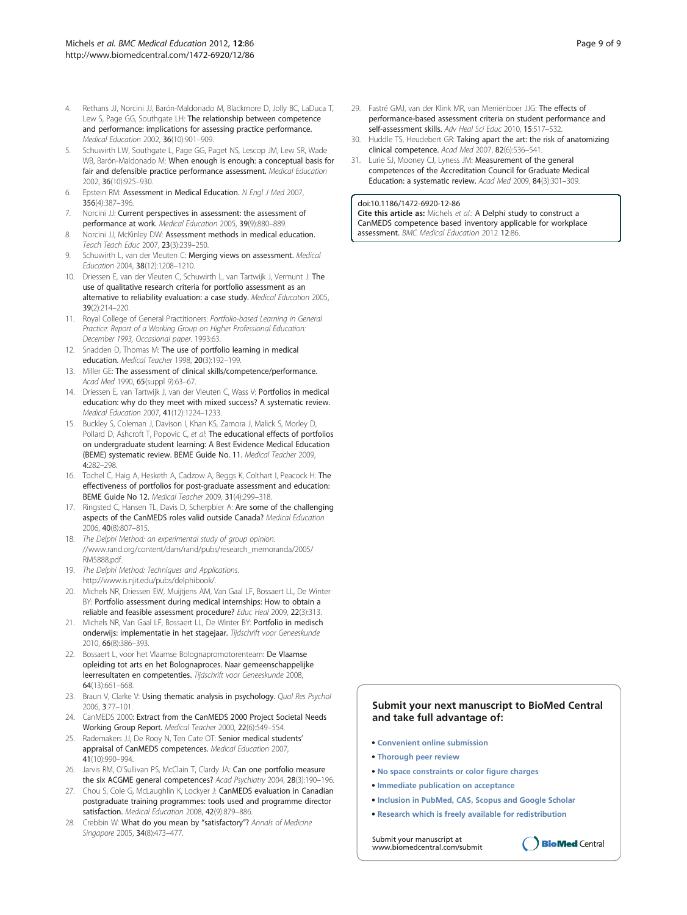4. Rethans JJ, Norcini JJ, Barón-Maldonado M, Blackmore D, Jolly BC, LaDuca T, Lew S, Page GG, Southgate LH: **The relationship between competence and performance: implications for assessing practice performance.** *Medical Education* 2002, **36**(10):901–909.
5. Schuwirth LW, Southgate L, Page GG, Paget NS, Lescop JM, Lew SR, Wade WB, Barón-Maldonado M: **When enough is enough: a conceptual basis for fair and defensible practice performance assessment.** *Medical Education* 2002, **36**(10):925–930.
6. Epstein RM: **Assessment in Medical Education.** *N Engl J Med* 2007, **356**(4):387–396.
7. Norcini JJ: **Current perspectives in assessment: the assessment of performance at work.** *Medical Education* 2005, **39**(9):880–889.
8. Norcini JJ, McKinley DW: **Assessment methods in medical education.** *Teach Teach Educ* 2007, **23**(3):239–250.
9. Schuwirth L, van der Vleuten C: **Merging views on assessment.** *Medical Education* 2004, **38**(12):1208–1210.
10. Driessen E, van der Vleuten C, Schuwirth L, van Tartwijk J, Vermunt J: **The use of qualitative research criteria for portfolio assessment as an alternative to reliability evaluation: a case study.** *Medical Education* 2005, **39**(2):214–220.
11. Royal College of General Practitioners: *Portfolio-based Learning in General Practice: Report of a Working Group on Higher Professional Education: December 1993, Occasional paper*. 1993:63.
12. Snadden D, Thomas M: **The use of portfolio learning in medical education.** *Medical Teacher* 1998, **20**(3):192–199.
13. Miller GE: **The assessment of clinical skills/competence/performance.** *Acad Med* 1990, **65**(suppl 9):63–67.
14. Driessen E, van Tartwijk J, van der Vleuten C, Wass V: **Portfolios in medical education: why do they meet with mixed success? A systematic review.** *Medical Education* 2007, **41**(12):1224–1233.
15. Buckley S, Coleman J, Davison I, Khan KS, Zamora J, Malick S, Morley D, Pollard D, Ashcroft T, Popovic C, *et al*: **The educational effects of portfolios on undergraduate student learning: A Best Evidence Medical Education (BEME) systematic review. BEME Guide No. 11.** *Medical Teacher* 2009, **4**:282–298.
16. Tochel C, Haig A, Hesketh A, Cadzow A, Beggs K, Colthart I, Peacock H: **The effectiveness of portfolios for post-graduate assessment and education: BEME Guide No 12.** *Medical Teacher* 2009, **31**(4):299–318.
17. Ringsted C, Hansen TL, Davis D, Scherpbier A: **Are some of the challenging aspects of the CanMEDS roles valid outside Canada?** *Medical Education* 2006, **40**(8):807–815.
18. *The Delphi Method: an experimental study of group opinion.* //www.rand.org/content/dam/rand/pubs/research_memoranda/2005/RM5888.pdf.
19. *The Delphi Method: Techniques and Applications.* http://www.is.njit.edu/pubs/delphibook/.
20. Michels NR, Driessen EW, Muijtjens AM, Van Gaal LF, Bossaert LL, De Winter BY: **Portfolio assessment during medical internships: How to obtain a reliable and feasible assessment procedure?** *Educ Heal* 2009, **22**(3):313.
21. Michels NR, Van Gaal LF, Bossaert LL, De Winter BY: **Portfolio in medisch onderwijs: implementatie in het stagejaar.** *Tijdschrift voor Geneeskunde* 2010, **66**(8):386–393.
22. Bossaert L, voor het Vlaamse Bolognapromotorenteam: **De Vlaamse opleiding tot arts en het Bolognaproces. Naar gemeenschappelijke leerresultaten en competenties.** *Tijdschrift voor Geneeskunde* 2008, **64**(13):661–668.
23. Braun V, Clarke V: **Using thematic analysis in psychology.** *Qual Res Psychol* 2006, **3**:77–101.
24. CanMEDS 2000: **Extract from the CanMEDS 2000 Project Societal Needs Working Group Report.** *Medical Teacher* 2000, **22**(6):549–554.
25. Rademakers JJ, De Rooy N, Ten Cate OT: **Senior medical students' appraisal of CanMEDS competences.** *Medical Education* 2007, **41**(10):990–994.
26. Jarvis RM, O'Sullivan PS, McClain T, Clardy JA: **Can one portfolio measure the six ACGME general competences?** *Acad Psychiatry* 2004, **28**(3):190–196.
27. Chou S, Cole G, McLaughlin K, Lockyer J: **CanMEDS evaluation in Canadian postgraduate training programmes: tools used and programme director satisfaction.** *Medical Education* 2008, **42**(9):879–886.
28. Crebbin W: **What do you mean by "satisfactory"?** *Annals of Medicine Singapore* 2005, **34**(8):473–477.
29. Fastré GMJ, van der Klink MR, van Merriënboer JJG: **The effects of performance-based assessment criteria on student performance and self-assessment skills.** *Adv Heal Sci Educ* 2010, **15**:517–532.
30. Huddle TS, Heudebert GR: **Taking apart the art: the risk of anatomizing clinical competence.** *Acad Med* 2007, **82**(6):536–541.
31. Lurie SJ, Mooney CJ, Lyness JM: **Measurement of the general competences of the Accreditation Council for Graduate Medical Education: a systematic review.** *Acad Med* 2009, **84**(3):301–309.

doi:10.1186/1472-6920-12-86

**Cite this article as:** Michels *et al.*: A Delphi study to construct a CanMEDS competence based inventory applicable for workplace assessment. *BMC Medical Education* 2012 **12**:86.

**Submit your next manuscript to BioMed Central and take full advantage of:**

- **Convenient online submission**
- **Thorough peer review**
- **No space constraints or color figure charges**
- **Immediate publication on acceptance**
- **Inclusion in PubMed, CAS, Scopus and Google Scholar**
- **Research which is freely available for redistribution**

Submit your manuscript at www.biomedcentral.com/submit

BioMed Central